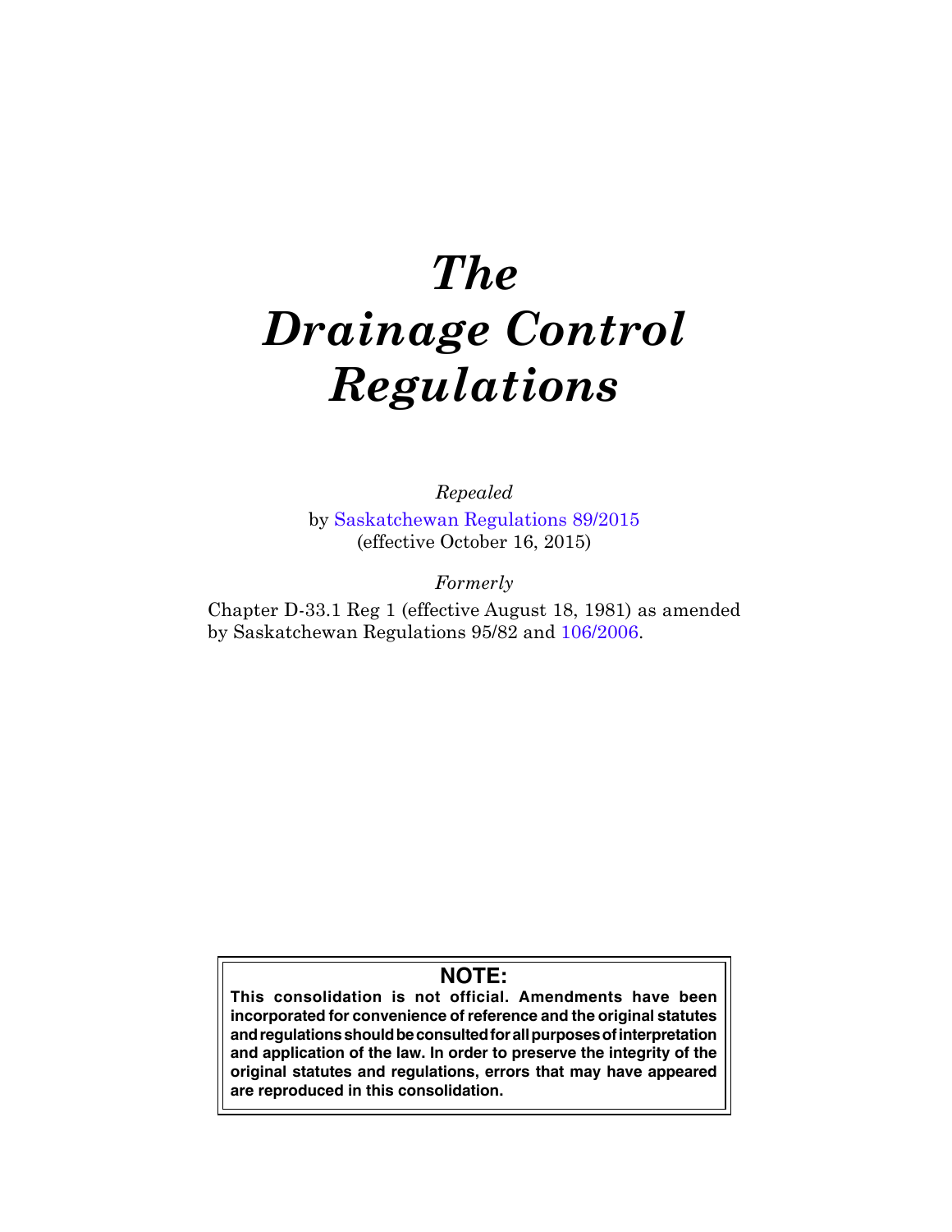# *The Drainage Control Regulations*

*Repealed*

by Saskatchewan Regulations 89/2015 (effective October 16, 2015)

*Formerly*

Chapter D-33.1 Reg 1 (effective August 18, 1981) as amended by Saskatchewan Regulations 95/82 and 106/2006.

**NOTE:**

**This consolidation is not official. Amendments have been incorporated for convenience of reference and the original statutes and regulations should be consulted for all purposes of interpretation and application of the law. In order to preserve the integrity of the original statutes and regulations, errors that may have appeared are reproduced in this consolidation.**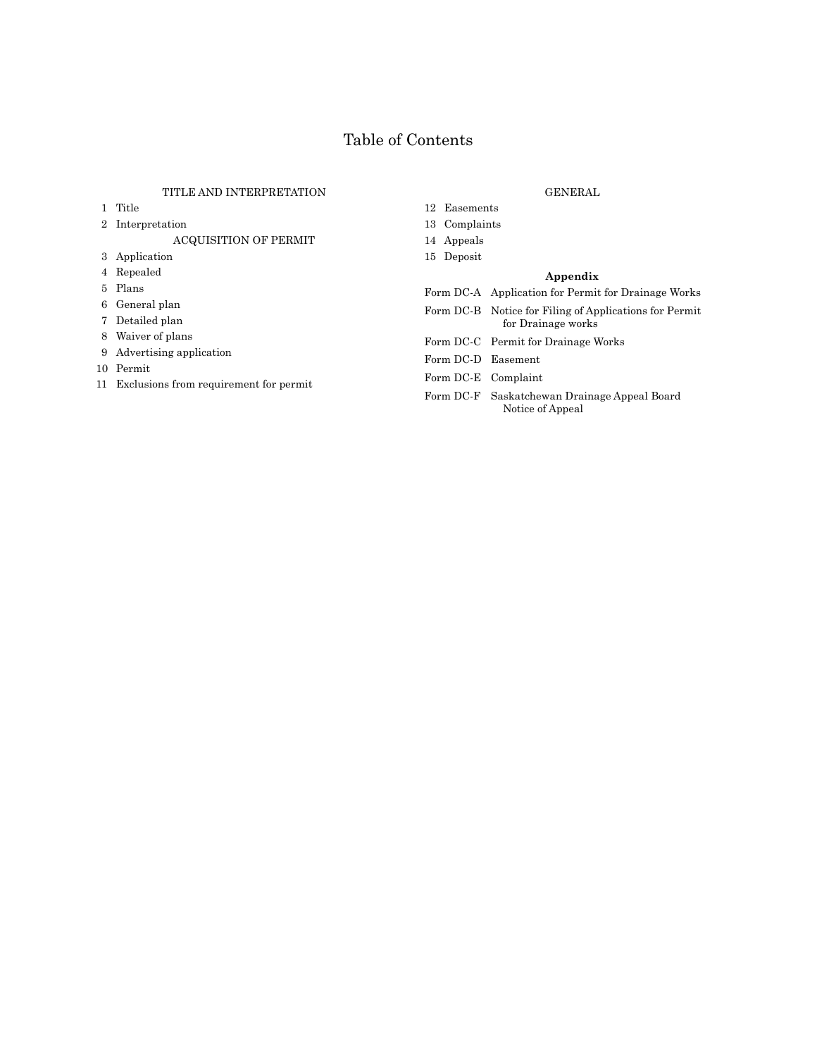# Table of Contents

TITLE AND INTERPRETATION

1 Title

2 Interpretation

ACQUISITION OF PERMIT

3 Application

4 Repealed

5 Plans

6 General plan

7 Detailed plan

8 Waiver of plans

9 Advertising application

10 Permit

11 Exclusions from requirement for permit

GENERAL

12 Easements

13 Complaints

14 Appeals

15 Deposit

**Appendix**

Form DC-A Application for Permit for Drainage Works

Form DC-B Notice for Filing of Applications for Permit for Drainage works

Form DC-C Permit for Drainage Works

Form DC-D Easement

Form DC-E Complaint

Form DC-F Saskatchewan Drainage Appeal Board Notice of Appeal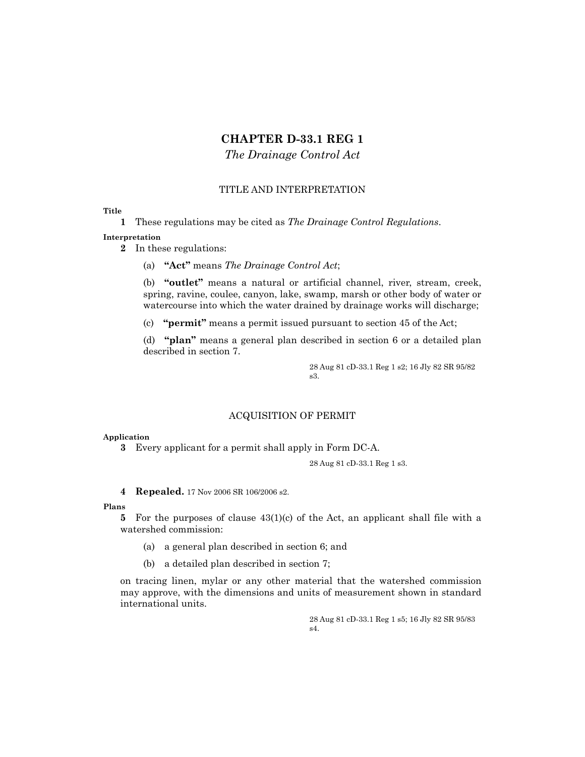# CHAPTER D-33.1 REG 1

*The Drainage Control Act*

## TITLE AND INTERPRETATION

**Title**

**1** These regulations may be cited as *The Drainage Control Regulations*.

**Interpretation**

**2** In these regulations:

(a) **"Act"** means *The Drainage Control Act*;

(b) **"outlet"** means a natural or artificial channel, river, stream, creek, spring, ravine, coulee, canyon, lake, swamp, marsh or other body of water or watercourse into which the water drained by drainage works will discharge;

(c) **"permit"** means a permit issued pursuant to section 45 of the Act;

(d) **"plan"** means a general plan described in section 6 or a detailed plan described in section 7.

28 Aug 81 cD-33.1 Reg 1 s2; 16 Jly 82 SR 95/82 s3.

## ACQUISITION OF PERMIT

**Application**

**3** Every applicant for a permit shall apply in Form DC-A.

28 Aug 81 cD-33.1 Reg 1 s3.

**4 Repealed.** 17 Nov 2006 SR 106/2006 s2.

**Plans**

**5** For the purposes of clause 43(1)(c) of the Act, an applicant shall file with a watershed commission:

(a) a general plan described in section 6; and

(b) a detailed plan described in section 7;

on tracing linen, mylar or any other material that the watershed commission may approve, with the dimensions and units of measurement shown in standard international units.

28 Aug 81 cD-33.1 Reg 1 s5; 16 Jly 82 SR 95/83 s4.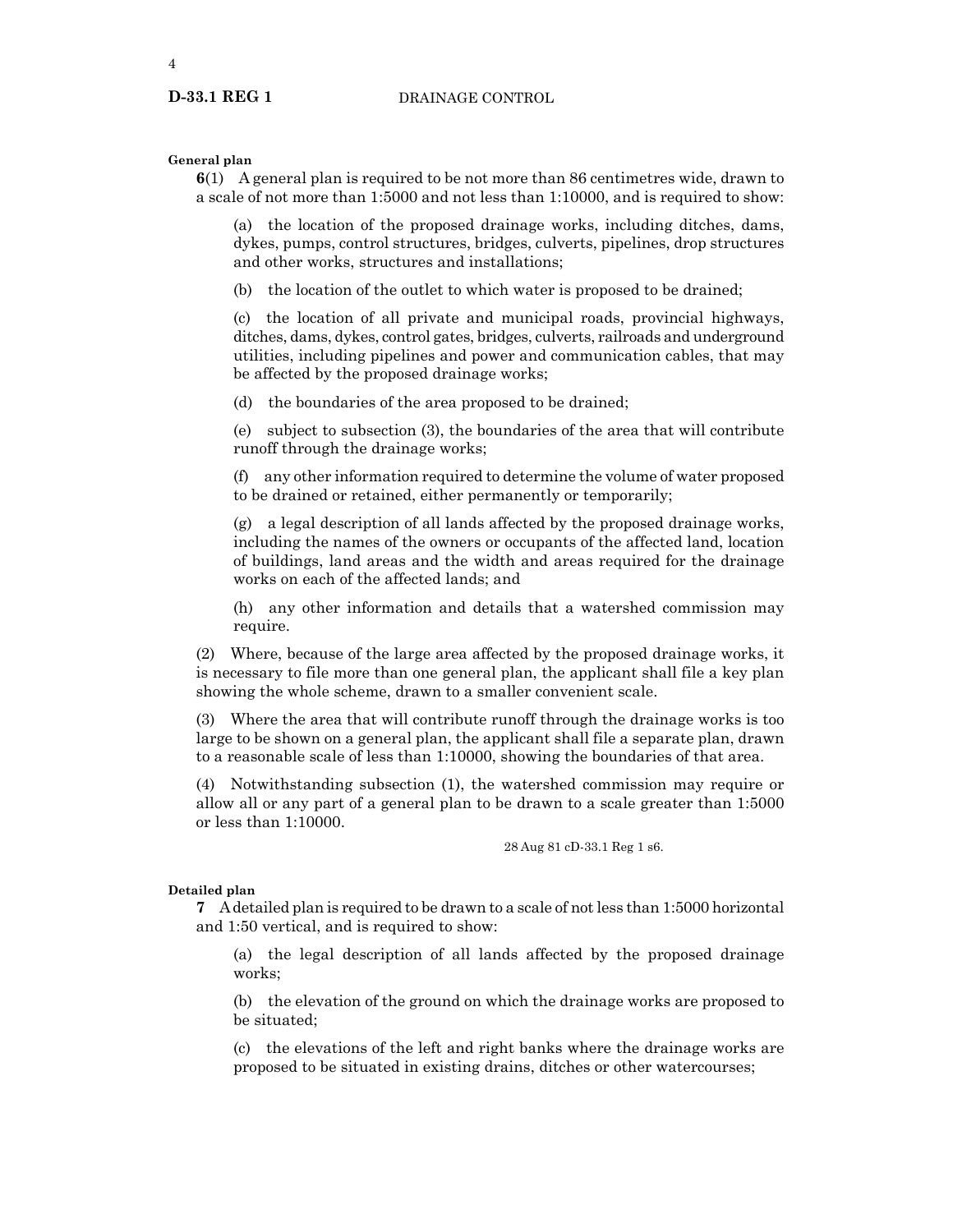**General plan**

**6**(1) A general plan is required to be not more than 86 centimetres wide, drawn to a scale of not more than 1:5000 and not less than 1:10000, and is required to show:

(a) the location of the proposed drainage works, including ditches, dams, dykes, pumps, control structures, bridges, culverts, pipelines, drop structures and other works, structures and installations;

(b) the location of the outlet to which water is proposed to be drained;

(c) the location of all private and municipal roads, provincial highways, ditches, dams, dykes, control gates, bridges, culverts, railroads and underground utilities, including pipelines and power and communication cables, that may be affected by the proposed drainage works;

(d) the boundaries of the area proposed to be drained;

(e) subject to subsection (3), the boundaries of the area that will contribute runoff through the drainage works;

(f) any other information required to determine the volume of water proposed to be drained or retained, either permanently or temporarily;

(g) a legal description of all lands affected by the proposed drainage works, including the names of the owners or occupants of the affected land, location of buildings, land areas and the width and areas required for the drainage works on each of the affected lands; and

(h) any other information and details that a watershed commission may require.

(2) Where, because of the large area affected by the proposed drainage works, it is necessary to file more than one general plan, the applicant shall file a key plan showing the whole scheme, drawn to a smaller convenient scale.

(3) Where the area that will contribute runoff through the drainage works is too large to be shown on a general plan, the applicant shall file a separate plan, drawn to a reasonable scale of less than 1:10000, showing the boundaries of that area.

(4) Notwithstanding subsection (1), the watershed commission may require or allow all or any part of a general plan to be drawn to a scale greater than 1:5000 or less than 1:10000.

28 Aug 81 cD-33.1 Reg 1 s6.

**Detailed plan**

**7** A detailed plan is required to be drawn to a scale of not less than 1:5000 horizontal and 1:50 vertical, and is required to show:

(a) the legal description of all lands affected by the proposed drainage works;

(b) the elevation of the ground on which the drainage works are proposed to be situated;

(c) the elevations of the left and right banks where the drainage works are proposed to be situated in existing drains, ditches or other watercourses;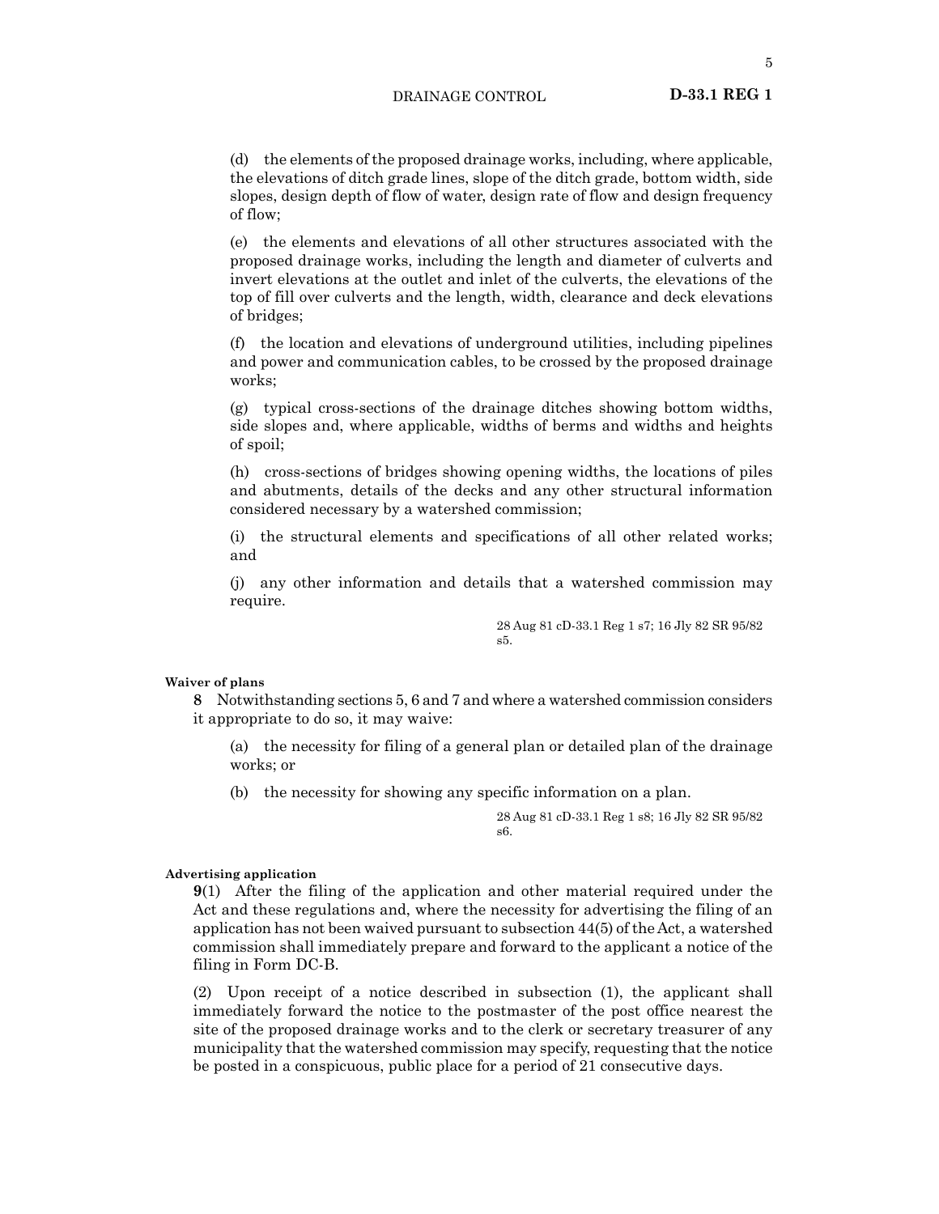(d) the elements of the proposed drainage works, including, where applicable, the elevations of ditch grade lines, slope of the ditch grade, bottom width, side slopes, design depth of flow of water, design rate of flow and design frequency of flow;

(e) the elements and elevations of all other structures associated with the proposed drainage works, including the length and diameter of culverts and invert elevations at the outlet and inlet of the culverts, the elevations of the top of fill over culverts and the length, width, clearance and deck elevations of bridges;

(f) the location and elevations of underground utilities, including pipelines and power and communication cables, to be crossed by the proposed drainage works;

(g) typical cross-sections of the drainage ditches showing bottom widths, side slopes and, where applicable, widths of berms and widths and heights of spoil;

(h) cross-sections of bridges showing opening widths, the locations of piles and abutments, details of the decks and any other structural information considered necessary by a watershed commission;

(i) the structural elements and specifications of all other related works; and

(j) any other information and details that a watershed commission may require.

28 Aug 81 cD-33.1 Reg 1 s7; 16 Jly 82 SR 95/82 s5.

**Waiver of plans**

**8** Notwithstanding sections 5, 6 and 7 and where a watershed commission considers it appropriate to do so, it may waive:

(a) the necessity for filing of a general plan or detailed plan of the drainage works; or

(b) the necessity for showing any specific information on a plan.

28 Aug 81 cD-33.1 Reg 1 s8; 16 Jly 82 SR 95/82 s6.

**Advertising application**

**9**(1) After the filing of the application and other material required under the Act and these regulations and, where the necessity for advertising the filing of an application has not been waived pursuant to subsection 44(5) of the Act, a watershed commission shall immediately prepare and forward to the applicant a notice of the filing in Form DC-B.

(2) Upon receipt of a notice described in subsection (1), the applicant shall immediately forward the notice to the postmaster of the post office nearest the site of the proposed drainage works and to the clerk or secretary treasurer of any municipality that the watershed commission may specify, requesting that the notice be posted in a conspicuous, public place for a period of 21 consecutive days.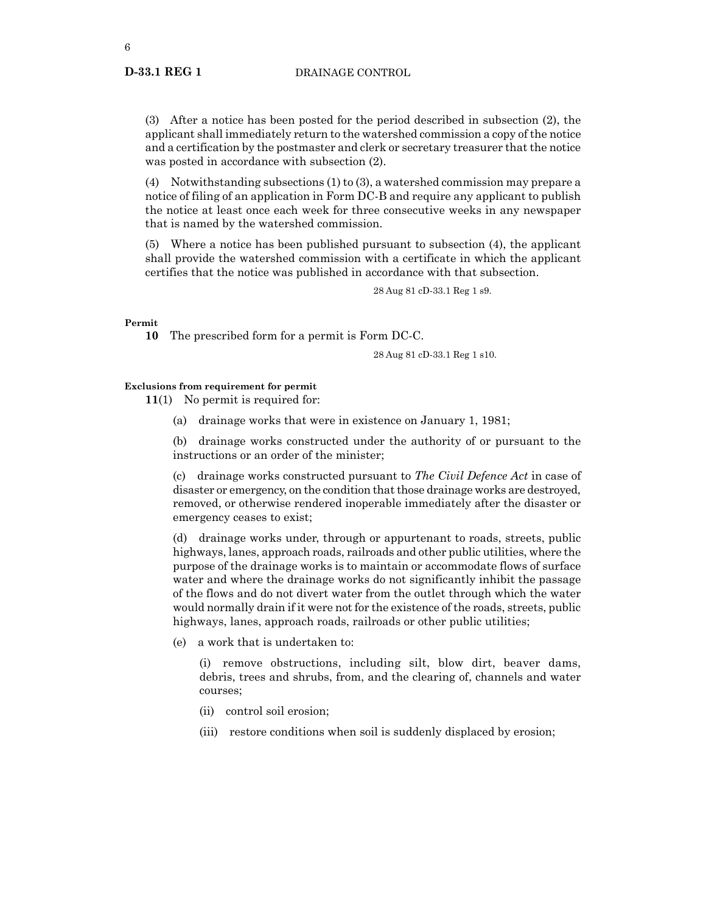(3) After a notice has been posted for the period described in subsection (2), the applicant shall immediately return to the watershed commission a copy of the notice and a certification by the postmaster and clerk or secretary treasurer that the notice was posted in accordance with subsection (2).

(4) Notwithstanding subsections (1) to (3), a watershed commission may prepare a notice of filing of an application in Form DC-B and require any applicant to publish the notice at least once each week for three consecutive weeks in any newspaper that is named by the watershed commission.

(5) Where a notice has been published pursuant to subsection (4), the applicant shall provide the watershed commission with a certificate in which the applicant certifies that the notice was published in accordance with that subsection.

28 Aug 81 cD-33.1 Reg 1 s9.

**Permit**

**10** The prescribed form for a permit is Form DC-C.

28 Aug 81 cD-33.1 Reg 1 s10.

**Exclusions from requirement for permit**

**11**(1) No permit is required for:

(a) drainage works that were in existence on January 1, 1981;

(b) drainage works constructed under the authority of or pursuant to the instructions or an order of the minister;

(c) drainage works constructed pursuant to *The Civil Defence Act* in case of disaster or emergency, on the condition that those drainage works are destroyed, removed, or otherwise rendered inoperable immediately after the disaster or emergency ceases to exist;

(d) drainage works under, through or appurtenant to roads, streets, public highways, lanes, approach roads, railroads and other public utilities, where the purpose of the drainage works is to maintain or accommodate flows of surface water and where the drainage works do not significantly inhibit the passage of the flows and do not divert water from the outlet through which the water would normally drain if it were not for the existence of the roads, streets, public highways, lanes, approach roads, railroads or other public utilities;

(e) a work that is undertaken to:

(i) remove obstructions, including silt, blow dirt, beaver dams, debris, trees and shrubs, from, and the clearing of, channels and water courses;

(ii) control soil erosion;

(iii) restore conditions when soil is suddenly displaced by erosion;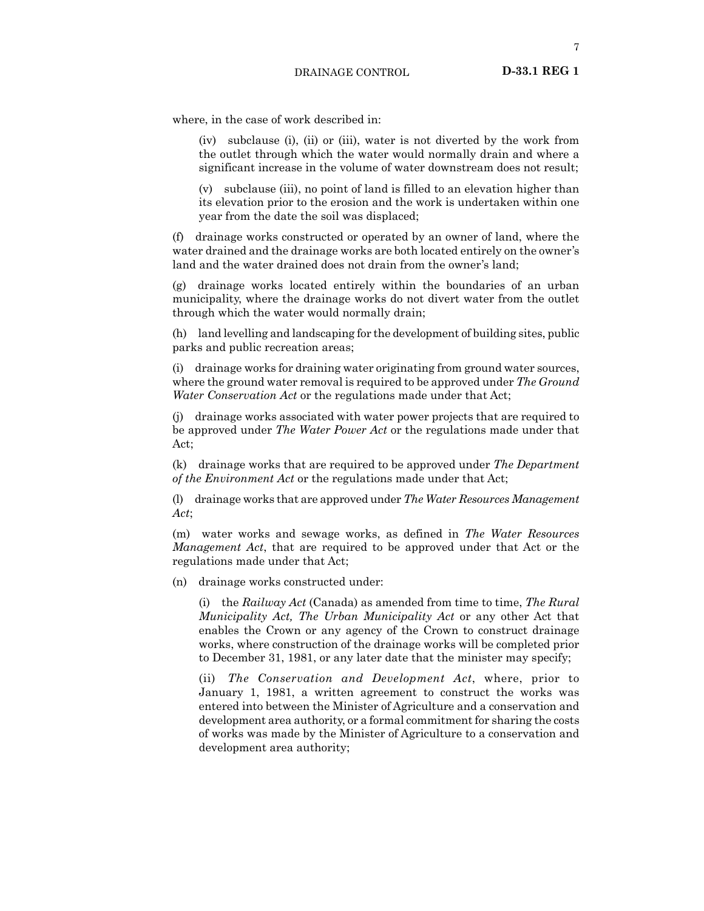where, in the case of work described in:

(iv) subclause (i), (ii) or (iii), water is not diverted by the work from the outlet through which the water would normally drain and where a significant increase in the volume of water downstream does not result;

(v) subclause (iii), no point of land is filled to an elevation higher than its elevation prior to the erosion and the work is undertaken within one year from the date the soil was displaced;

(f) drainage works constructed or operated by an owner of land, where the water drained and the drainage works are both located entirely on the owner's land and the water drained does not drain from the owner's land;

(g) drainage works located entirely within the boundaries of an urban municipality, where the drainage works do not divert water from the outlet through which the water would normally drain;

(h) land levelling and landscaping for the development of building sites, public parks and public recreation areas;

(i) drainage works for draining water originating from ground water sources, where the ground water removal is required to be approved under *The Ground Water Conservation Act* or the regulations made under that Act;

(j) drainage works associated with water power projects that are required to be approved under *The Water Power Act* or the regulations made under that Act;

(k) drainage works that are required to be approved under *The Department of the Environment Act* or the regulations made under that Act;

(l) drainage works that are approved under *The Water Resources Management Act*;

(m) water works and sewage works, as defined in *The Water Resources Management Act*, that are required to be approved under that Act or the regulations made under that Act;

(n) drainage works constructed under:

(i) the *Railway Act* (Canada) as amended from time to time, *The Rural Municipality Act, The Urban Municipality Act* or any other Act that enables the Crown or any agency of the Crown to construct drainage works, where construction of the drainage works will be completed prior to December 31, 1981, or any later date that the minister may specify;

(ii) *The Conservation and Development Act*, where, prior to January 1, 1981, a written agreement to construct the works was entered into between the Minister of Agriculture and a conservation and development area authority, or a formal commitment for sharing the costs of works was made by the Minister of Agriculture to a conservation and development area authority;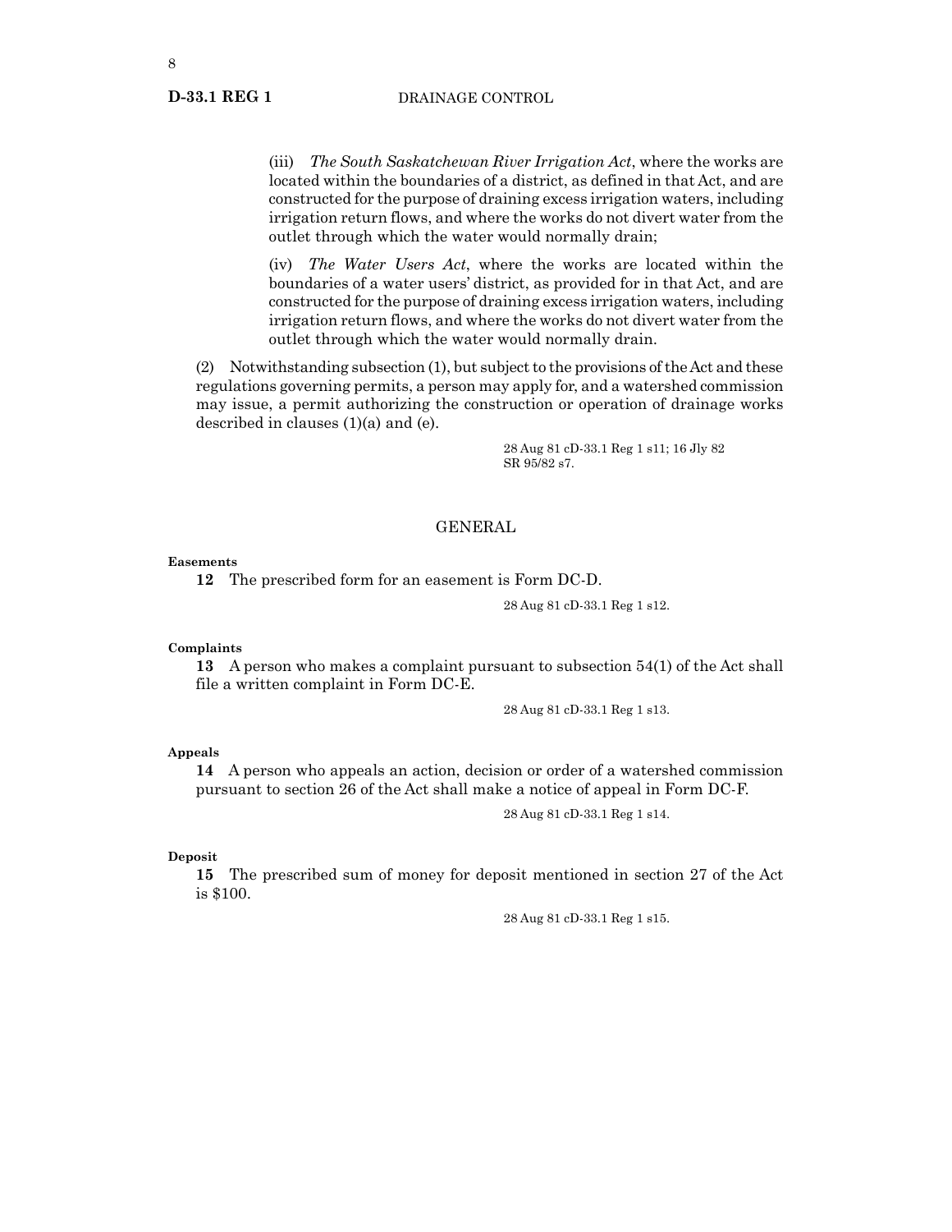(iii) *The South Saskatchewan River Irrigation Act*, where the works are located within the boundaries of a district, as defined in that Act, and are constructed for the purpose of draining excess irrigation waters, including irrigation return flows, and where the works do not divert water from the outlet through which the water would normally drain;

(iv) *The Water Users Act*, where the works are located within the boundaries of a water users' district, as provided for in that Act, and are constructed for the purpose of draining excess irrigation waters, including irrigation return flows, and where the works do not divert water from the outlet through which the water would normally drain.

(2) Notwithstanding subsection (1), but subject to the provisions of the Act and these regulations governing permits, a person may apply for, and a watershed commission may issue, a permit authorizing the construction or operation of drainage works described in clauses (1)(a) and (e).

28 Aug 81 cD-33.1 Reg 1 s11; 16 Jly 82 SR 95/82 s7.

## GENERAL

**Easements**

**12** The prescribed form for an easement is Form DC-D.

28 Aug 81 cD-33.1 Reg 1 s12.

**Complaints**

**13** A person who makes a complaint pursuant to subsection 54(1) of the Act shall file a written complaint in Form DC-E.

28 Aug 81 cD-33.1 Reg 1 s13.

**Appeals**

**14** A person who appeals an action, decision or order of a watershed commission pursuant to section 26 of the Act shall make a notice of appeal in Form DC-F.

28 Aug 81 cD-33.1 Reg 1 s14.

**Deposit**

**15** The prescribed sum of money for deposit mentioned in section 27 of the Act is $100.

28 Aug 81 cD-33.1 Reg 1 s15.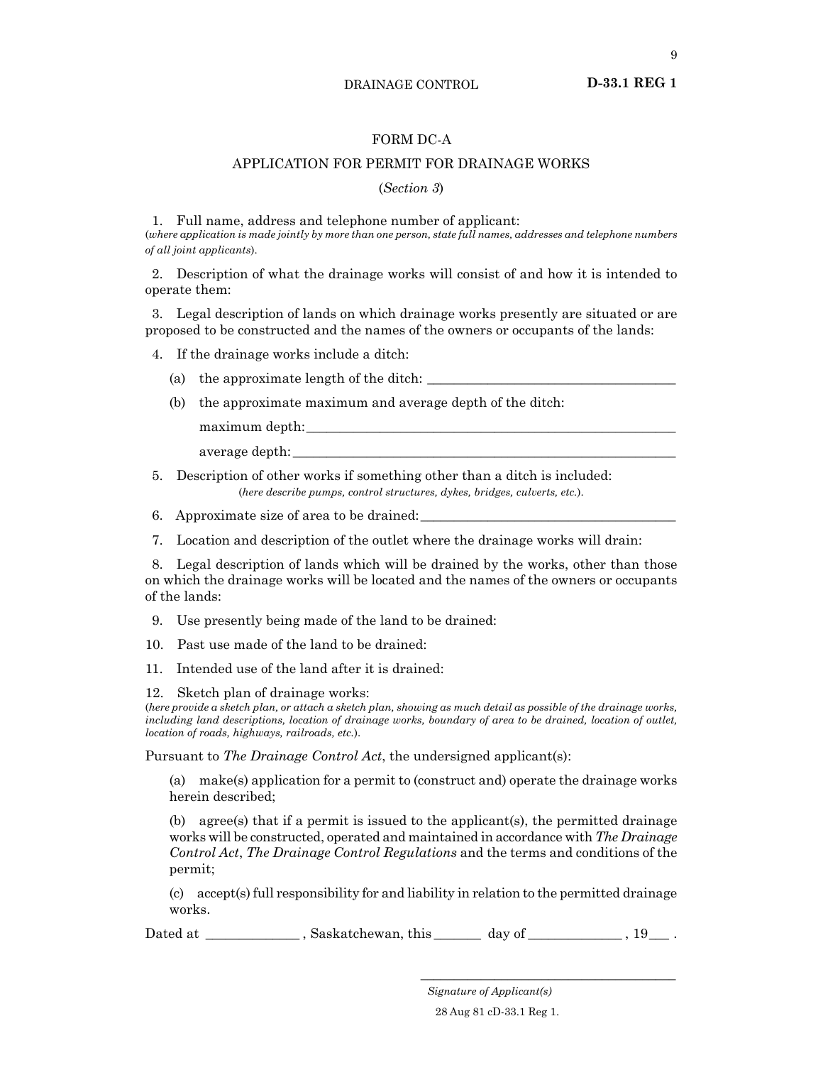# FORM DC-A

## APPLICATION FOR PERMIT FOR DRAINAGE WORKS

(*Section 3*)

1. Full name, address and telephone number of applicant:
(*where application is made jointly by more than one person, state full names, addresses and telephone numbers of all joint applicants*).

2. Description of what the drainage works will consist of and how it is intended to operate them:

3. Legal description of lands on which drainage works presently are situated or are proposed to be constructed and the names of the owners or occupants of the lands:

4. If the drainage works include a ditch:

   (a) the approximate length of the ditch: ____________________________________

   (b) the approximate maximum and average depth of the ditch:

   maximum depth:_______________________________________________________

   average depth:________________________________________________________

5. Description of other works if something other than a ditch is included:
(*here describe pumps, control structures, dykes, bridges, culverts, etc.*).

6. Approximate size of area to be drained:____________________________________

7. Location and description of the outlet where the drainage works will drain:

8. Legal description of lands which will be drained by the works, other than those on which the drainage works will be located and the names of the owners or occupants of the lands:

9. Use presently being made of the land to be drained:

10. Past use made of the land to be drained:

11. Intended use of the land after it is drained:

12. Sketch plan of drainage works:
(*here provide a sketch plan, or attach a sketch plan, showing as much detail as possible of the drainage works, including land descriptions, location of drainage works, boundary of area to be drained, location of outlet, location of roads, highways, railroads, etc.*).

Pursuant to *The Drainage Control Act*, the undersigned applicant(s):

(a) make(s) application for a permit to (construct and) operate the drainage works herein described;

(b) agree(s) that if a permit is issued to the applicant(s), the permitted drainage works will be constructed, operated and maintained in accordance with *The Drainage Control Act*, *The Drainage Control Regulations* and the terms and conditions of the permit;

(c) accept(s) full responsibility for and liability in relation to the permitted drainage works.

Dated at _____________ , Saskatchewan, this ______ day of _____________ , 19___ .

_______________________________________
*Signature of Applicant(s)*

28 Aug 81 cD-33.1 Reg 1.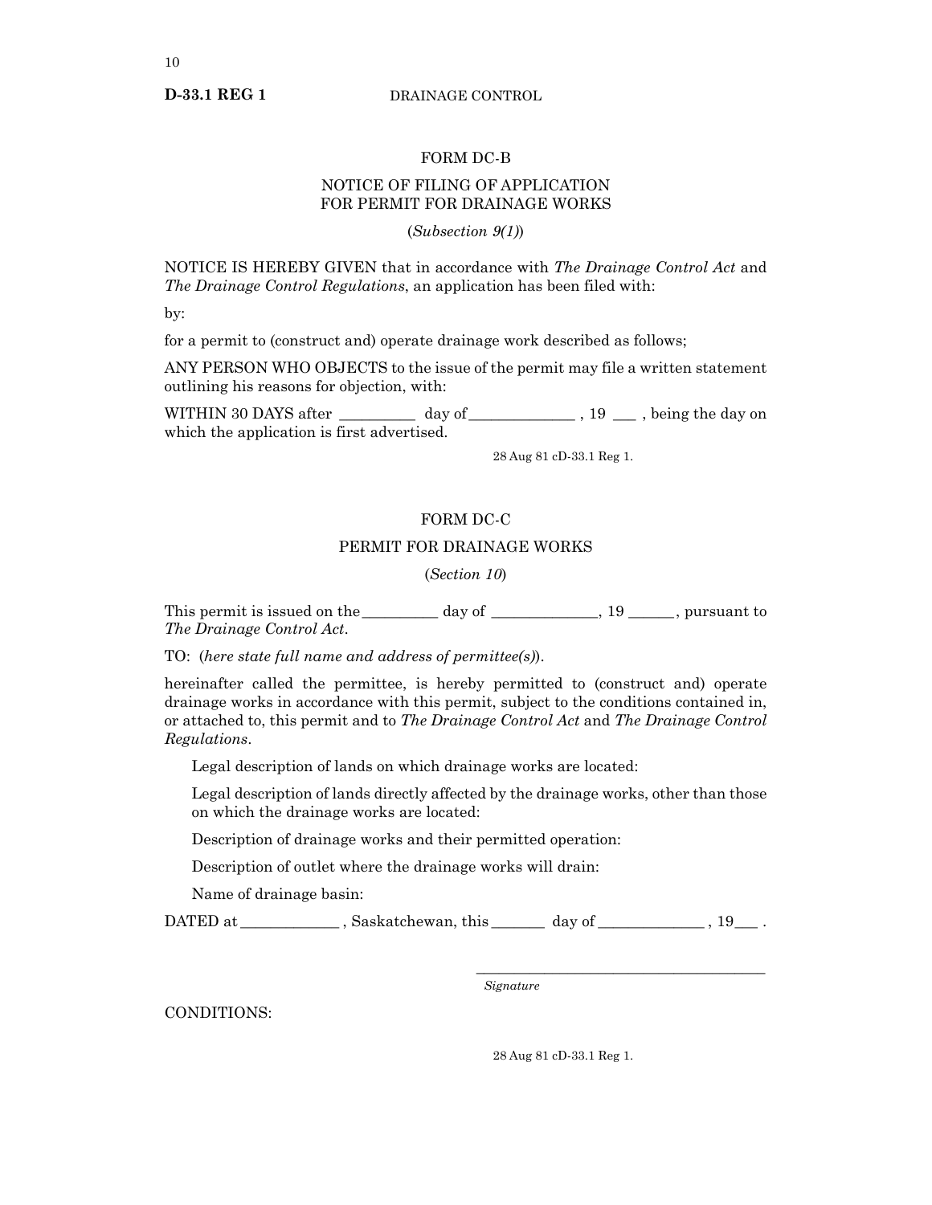FORM DC-B

NOTICE OF FILING OF APPLICATION FOR PERMIT FOR DRAINAGE WORKS

(*Subsection 9(1)*)

NOTICE IS HEREBY GIVEN that in accordance with *The Drainage Control Act* and *The Drainage Control Regulations*, an application has been filed with:

by:

for a permit to (construct and) operate drainage work described as follows;

ANY PERSON WHO OBJECTS to the issue of the permit may file a written statement outlining his reasons for objection, with:

WITHIN 30 DAYS after __________ day of______________ , 19 ___ , being the day on which the application is first advertised.

28 Aug 81 cD-33.1 Reg 1.

FORM DC-C

PERMIT FOR DRAINAGE WORKS

(*Section 10*)

This permit is issued on the__________ day of ______________, 19 ______, pursuant to *The Drainage Control Act*.

TO: (*here state full name and address of permittee(s)*).

hereinafter called the permittee, is hereby permitted to (construct and) operate drainage works in accordance with this permit, subject to the conditions contained in, or attached to, this permit and to *The Drainage Control Act* and *The Drainage Control Regulations*.

Legal description of lands on which drainage works are located:

Legal description of lands directly affected by the drainage works, other than those on which the drainage works are located:

Description of drainage works and their permitted operation:

Description of outlet where the drainage works will drain:

Name of drainage basin:

DATED at _____________ , Saskatchewan, this _______ day of ______________ , 19___ .

_______________________________________
*Signature*

CONDITIONS:

28 Aug 81 cD-33.1 Reg 1.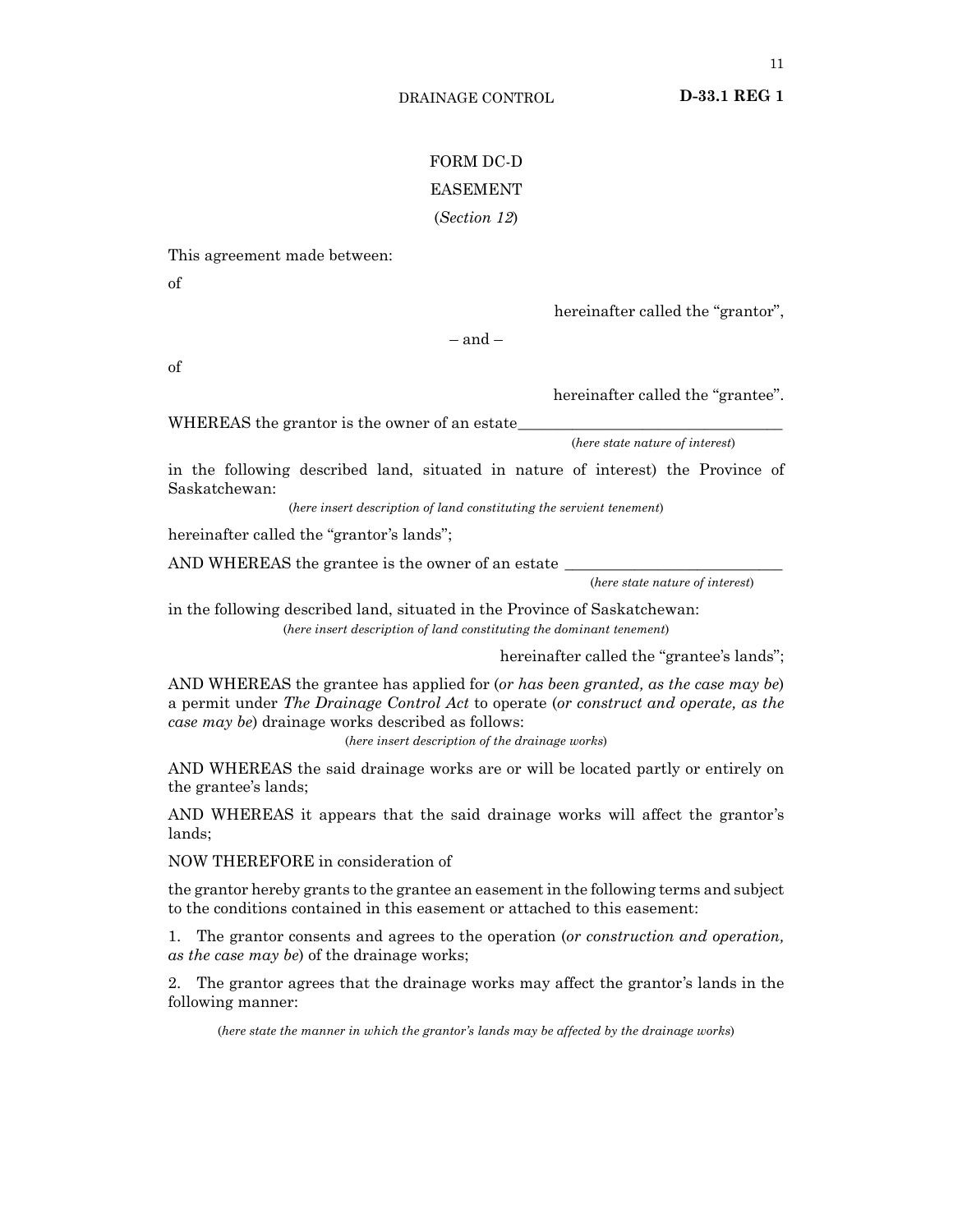FORM DC-D

EASEMENT

(*Section 12*)

This agreement made between:

of

hereinafter called the “grantor”,

– and –

of

hereinafter called the “grantee”.

WHEREAS the grantor is the owner of an estate_________________________________
(*here state nature of interest*)

in the following described land, situated in nature of interest) the Province of Saskatchewan:
(*here insert description of land constituting the servient tenement*)

hereinafter called the “grantor’s lands”;

AND WHEREAS the grantee is the owner of an estate ___________________________
(*here state nature of interest*)

in the following described land, situated in the Province of Saskatchewan:
(*here insert description of land constituting the dominant tenement*)

hereinafter called the “grantee’s lands”;

AND WHEREAS the grantee has applied for (*or has been granted, as the case may be*) a permit under *The Drainage Control Act* to operate (*or construct and operate, as the case may be*) drainage works described as follows:
(*here insert description of the drainage works*)

AND WHEREAS the said drainage works are or will be located partly or entirely on the grantee’s lands;

AND WHEREAS it appears that the said drainage works will affect the grantor’s lands;

NOW THEREFORE in consideration of

the grantor hereby grants to the grantee an easement in the following terms and subject to the conditions contained in this easement or attached to this easement:

1. The grantor consents and agrees to the operation (*or construction and operation, as the case may be*) of the drainage works;

2. The grantor agrees that the drainage works may affect the grantor’s lands in the following manner:

(*here state the manner in which the grantor’s lands may be affected by the drainage works*)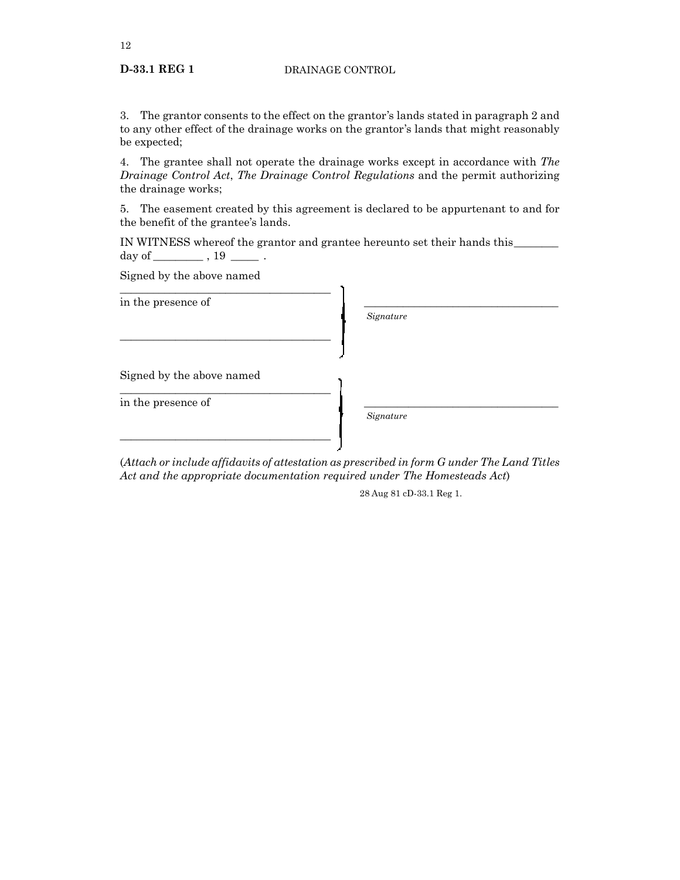3. The grantor consents to the effect on the grantor's lands stated in paragraph 2 and to any other effect of the drainage works on the grantor's lands that might reasonably be expected;

4. The grantee shall not operate the drainage works except in accordance with *The Drainage Control Act*, *The Drainage Control Regulations* and the permit authorizing the drainage works;

5. The easement created by this agreement is declared to be appurtenant to and for the benefit of the grantee's lands.

IN WITNESS whereof the grantor and grantee hereunto set their hands this________ day of _________ , 19 _____ .

Signed by the above named
______________________________________
in the presence of

______________________________________

______________________________________
*Signature*

Signed by the above named
______________________________________
in the presence of

______________________________________

______________________________________
*Signature*

(*Attach or include affidavits of attestation as prescribed in form G under The Land Titles Act and the appropriate documentation required under The Homesteads Act*)

28 Aug 81 cD-33.1 Reg 1.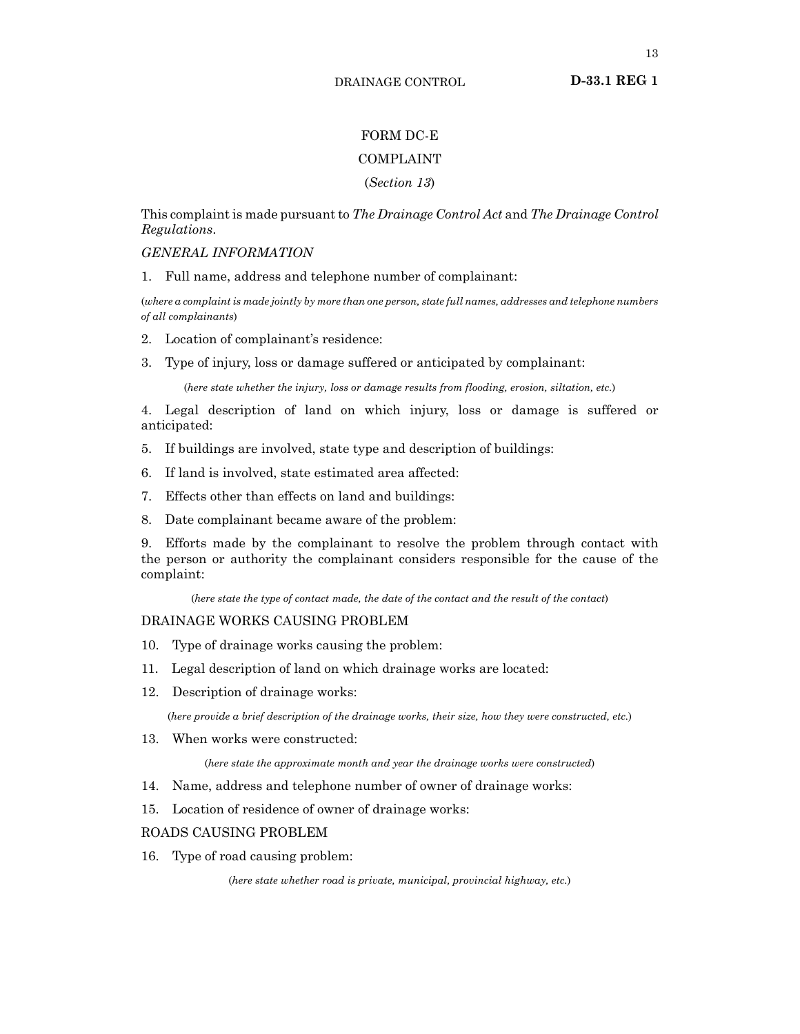## FORM DC-E

## COMPLAINT

(*Section 13*)

This complaint is made pursuant to *The Drainage Control Act* and *The Drainage Control Regulations*.

*GENERAL INFORMATION*

1. Full name, address and telephone number of complainant:

(*where a complaint is made jointly by more than one person, state full names, addresses and telephone numbers of all complainants*)

2. Location of complainant's residence:

3. Type of injury, loss or damage suffered or anticipated by complainant:

(*here state whether the injury, loss or damage results from flooding, erosion, siltation, etc.*)

4. Legal description of land on which injury, loss or damage is suffered or anticipated:

5. If buildings are involved, state type and description of buildings:

6. If land is involved, state estimated area affected:

7. Effects other than effects on land and buildings:

8. Date complainant became aware of the problem:

9. Efforts made by the complainant to resolve the problem through contact with the person or authority the complainant considers responsible for the cause of the complaint:

(*here state the type of contact made, the date of the contact and the result of the contact*)

DRAINAGE WORKS CAUSING PROBLEM

10. Type of drainage works causing the problem:

11. Legal description of land on which drainage works are located:

12. Description of drainage works:

(*here provide a brief description of the drainage works, their size, how they were constructed, etc.*)

13. When works were constructed:

(*here state the approximate month and year the drainage works were constructed*)

14. Name, address and telephone number of owner of drainage works:

15. Location of residence of owner of drainage works:

ROADS CAUSING PROBLEM

16. Type of road causing problem:

(*here state whether road is private, municipal, provincial highway, etc.*)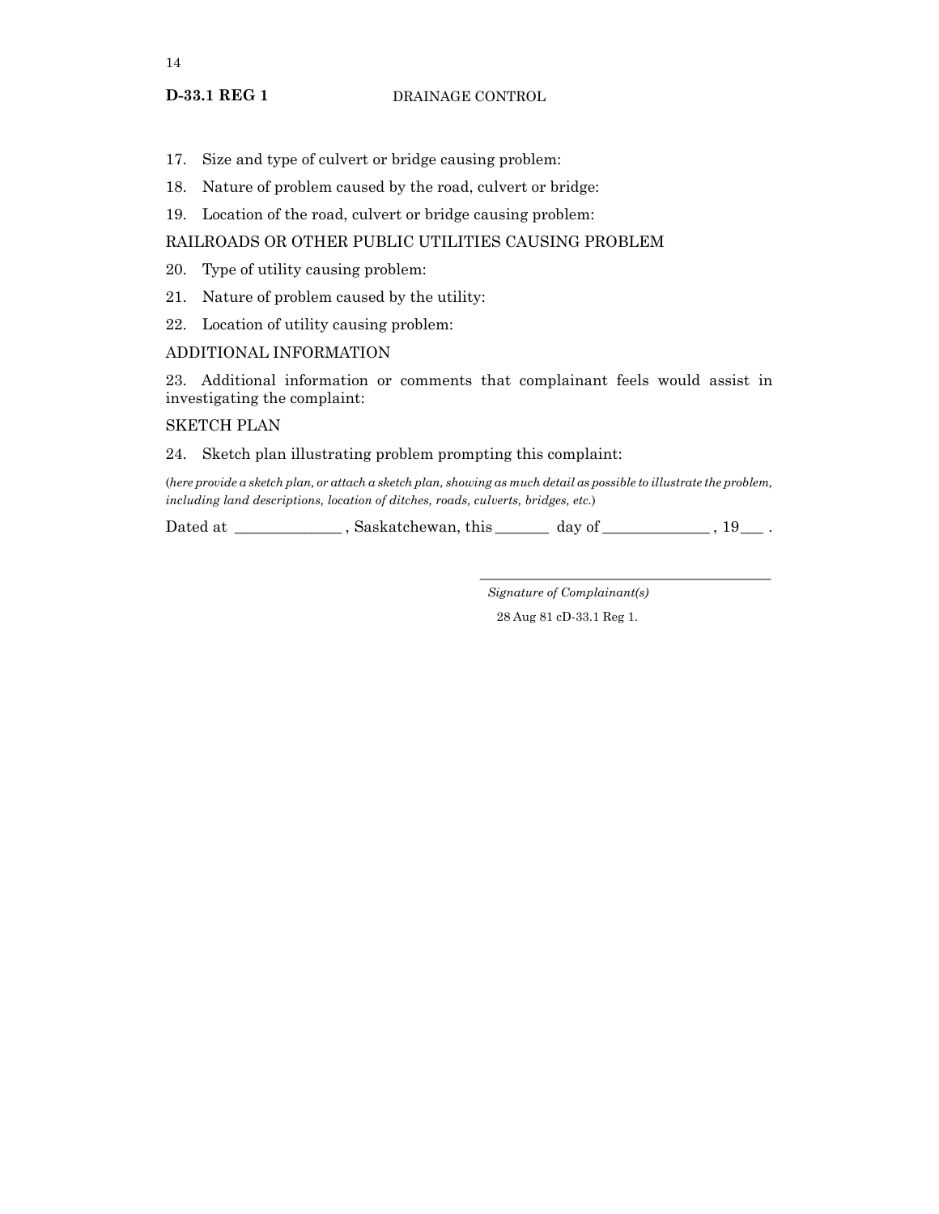17. Size and type of culvert or bridge causing problem:

18. Nature of problem caused by the road, culvert or bridge:

19. Location of the road, culvert or bridge causing problem:

RAILROADS OR OTHER PUBLIC UTILITIES CAUSING PROBLEM

20. Type of utility causing problem:

21. Nature of problem caused by the utility:

22. Location of utility causing problem:

ADDITIONAL INFORMATION

23. Additional information or comments that complainant feels would assist in investigating the complaint:

SKETCH PLAN

24. Sketch plan illustrating problem prompting this complaint:

(*here provide a sketch plan, or attach a sketch plan, showing as much detail as possible to illustrate the problem, including land descriptions, location of ditches, roads, culverts, bridges, etc.*)

Dated at _____________ , Saskatchewan, this ______ day of _____________ , 19___ .

_______________________________________
*Signature of Complainant(s)*

28 Aug 81 cD-33.1 Reg 1.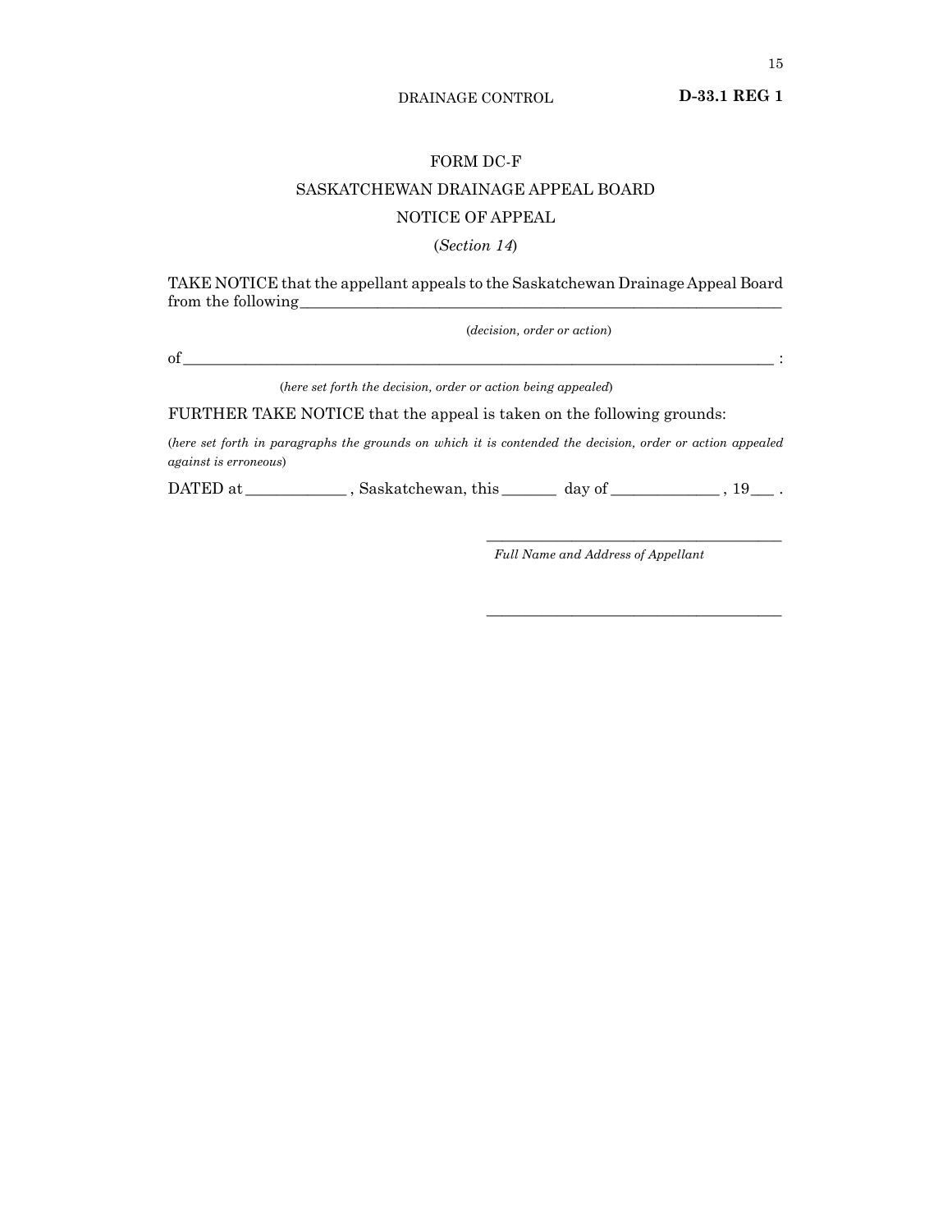FORM DC-F

SASKATCHEWAN DRAINAGE APPEAL BOARD

NOTICE OF APPEAL

(*Section 14*)

TAKE NOTICE that the appellant appeals to the Saskatchewan Drainage Appeal Board from the following_______________________________________________

(*decision, order or action*)

of_______________________________________________________________ :

(*here set forth the decision, order or action being appealed*)

FURTHER TAKE NOTICE that the appeal is taken on the following grounds:

(*here set forth in paragraphs the grounds on which it is contended the decision, order or action appealed against is erroneous*)

DATED at ____________ , Saskatchewan, this _______ day of _____________ , 19___ .

______________________________________

*Full Name and Address of Appellant*

______________________________________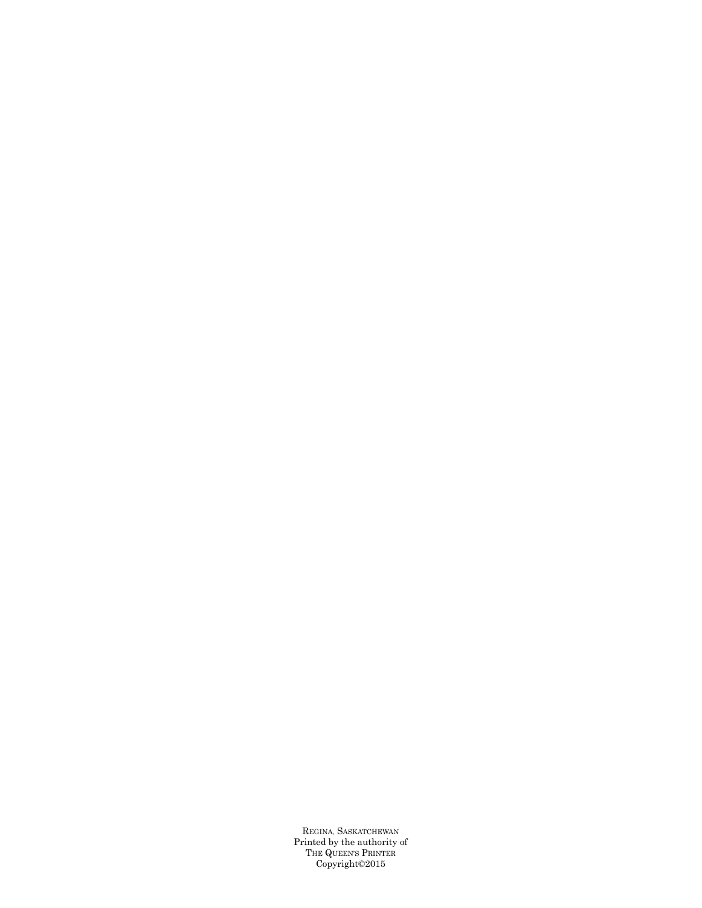REGINA, SASKATCHEWAN
Printed by the authority of
THE QUEEN'S PRINTER
Copyright©2015